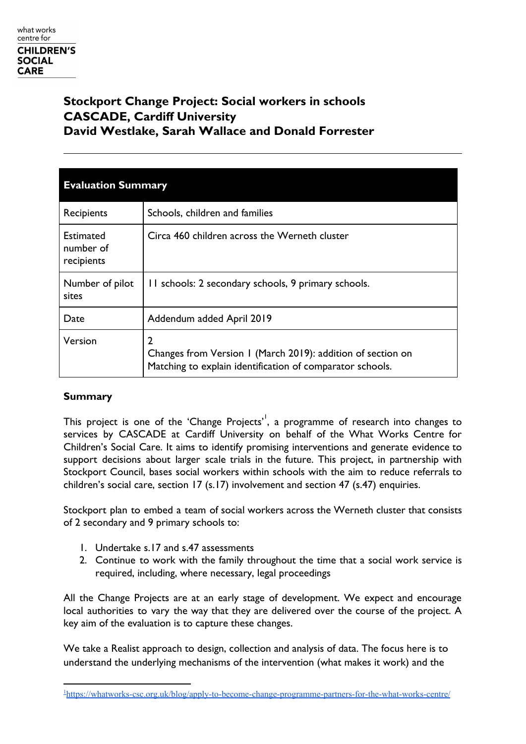what works centre for **CHILDREN'S SOCIAL CARE**

# Stockport Change Project: Social workers in schools
# CASCADE, Cardiff University
# David Westlake, Sarah Wallace and Donald Forrester

| Evaluation Summary | |
|---|---|
| Recipients | Schools, children and families |
| Estimated number of recipients | Circa 460 children across the Werneth cluster |
| Number of pilot sites | 11 schools: 2 secondary schools, 9 primary schools. |
| Date | Addendum added April 2019 |
| Version | 2<br>Changes from Version 1 (March 2019): addition of section on Matching to explain identification of comparator schools. |

## Summary

This project is one of the 'Change Projects'[1], a programme of research into changes to services by CASCADE at Cardiff University on behalf of the What Works Centre for Children's Social Care. It aims to identify promising interventions and generate evidence to support decisions about larger scale trials in the future. This project, in partnership with Stockport Council, bases social workers within schools with the aim to reduce referrals to children's social care, section 17 (s.17) involvement and section 47 (s.47) enquiries.

Stockport plan to embed a team of social workers across the Werneth cluster that consists of 2 secondary and 9 primary schools to:

1. Undertake s.17 and s.47 assessments
2. Continue to work with the family throughout the time that a social work service is required, including, where necessary, legal proceedings

All the Change Projects are at an early stage of development. We expect and encourage local authorities to vary the way that they are delivered over the course of the project. A key aim of the evaluation is to capture these changes.

We take a Realist approach to design, collection and analysis of data. The focus here is to understand the underlying mechanisms of the intervention (what makes it work) and the

[1] https://whatworks-csc.org.uk/blog/apply-to-become-change-programme-partners-for-the-what-works-centre/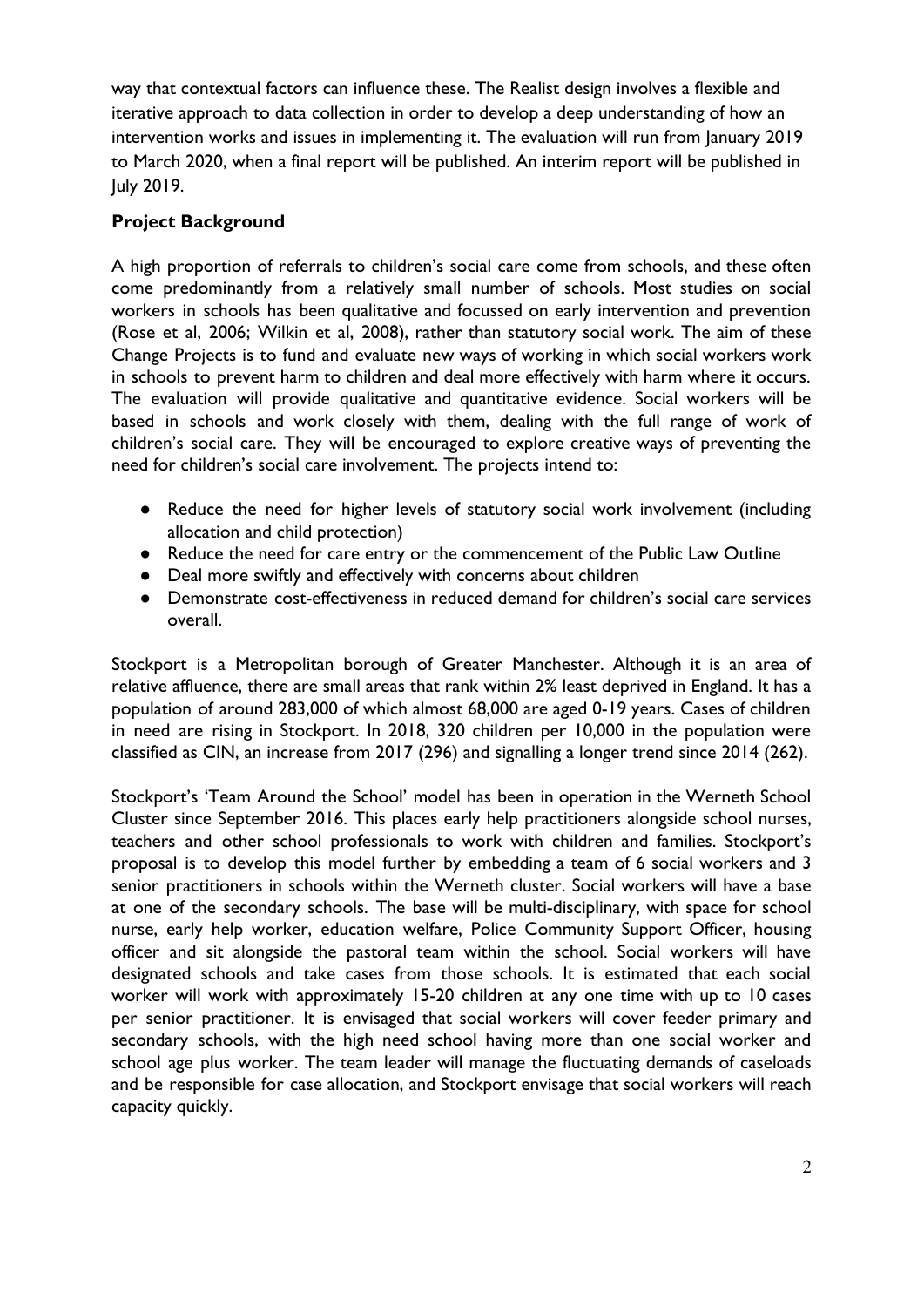way that contextual factors can influence these. The Realist design involves a flexible and iterative approach to data collection in order to develop a deep understanding of how an intervention works and issues in implementing it. The evaluation will run from January 2019 to March 2020, when a final report will be published. An interim report will be published in July 2019.

**Project Background**

A high proportion of referrals to children's social care come from schools, and these often come predominantly from a relatively small number of schools. Most studies on social workers in schools has been qualitative and focussed on early intervention and prevention (Rose et al, 2006; Wilkin et al, 2008), rather than statutory social work. The aim of these Change Projects is to fund and evaluate new ways of working in which social workers work in schools to prevent harm to children and deal more effectively with harm where it occurs. The evaluation will provide qualitative and quantitative evidence. Social workers will be based in schools and work closely with them, dealing with the full range of work of children's social care. They will be encouraged to explore creative ways of preventing the need for children's social care involvement. The projects intend to:

- Reduce the need for higher levels of statutory social work involvement (including allocation and child protection)
- Reduce the need for care entry or the commencement of the Public Law Outline
- Deal more swiftly and effectively with concerns about children
- Demonstrate cost-effectiveness in reduced demand for children's social care services overall.

Stockport is a Metropolitan borough of Greater Manchester. Although it is an area of relative affluence, there are small areas that rank within 2% least deprived in England. It has a population of around 283,000 of which almost 68,000 are aged 0-19 years. Cases of children in need are rising in Stockport. In 2018, 320 children per 10,000 in the population were classified as CIN, an increase from 2017 (296) and signalling a longer trend since 2014 (262).

Stockport's 'Team Around the School' model has been in operation in the Werneth School Cluster since September 2016. This places early help practitioners alongside school nurses, teachers and other school professionals to work with children and families. Stockport's proposal is to develop this model further by embedding a team of 6 social workers and 3 senior practitioners in schools within the Werneth cluster. Social workers will have a base at one of the secondary schools. The base will be multi-disciplinary, with space for school nurse, early help worker, education welfare, Police Community Support Officer, housing officer and sit alongside the pastoral team within the school. Social workers will have designated schools and take cases from those schools. It is estimated that each social worker will work with approximately 15-20 children at any one time with up to 10 cases per senior practitioner. It is envisaged that social workers will cover feeder primary and secondary schools, with the high need school having more than one social worker and school age plus worker. The team leader will manage the fluctuating demands of caseloads and be responsible for case allocation, and Stockport envisage that social workers will reach capacity quickly.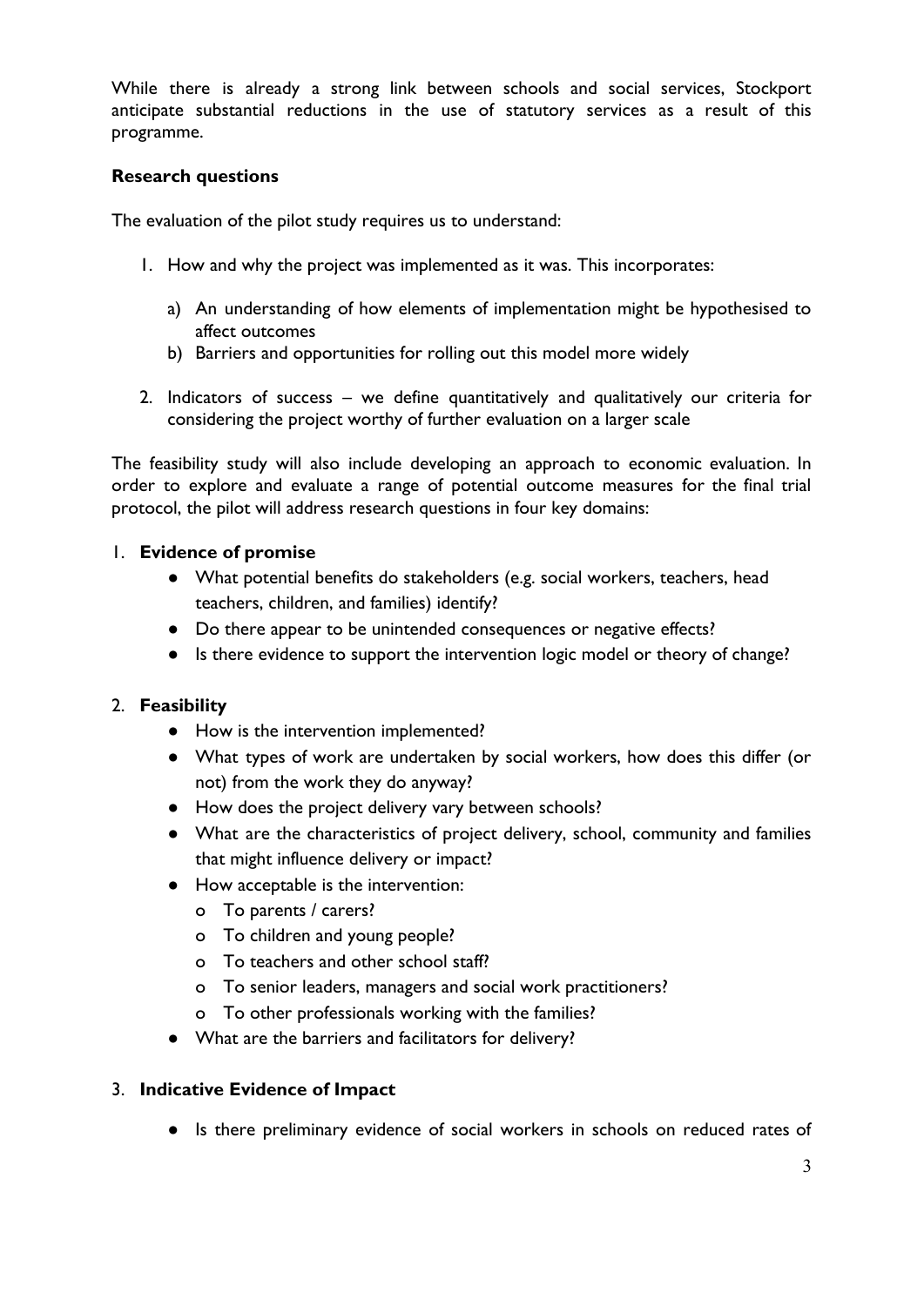While there is already a strong link between schools and social services, Stockport anticipate substantial reductions in the use of statutory services as a result of this programme.

**Research questions**

The evaluation of the pilot study requires us to understand:

1. How and why the project was implemented as it was. This incorporates:
    a) An understanding of how elements of implementation might be hypothesised to affect outcomes
    b) Barriers and opportunities for rolling out this model more widely
2. Indicators of success – we define quantitatively and qualitatively our criteria for considering the project worthy of further evaluation on a larger scale

The feasibility study will also include developing an approach to economic evaluation. In order to explore and evaluate a range of potential outcome measures for the final trial protocol, the pilot will address research questions in four key domains:

1. **Evidence of promise**
    - What potential benefits do stakeholders (e.g. social workers, teachers, head teachers, children, and families) identify?
    - Do there appear to be unintended consequences or negative effects?
    - Is there evidence to support the intervention logic model or theory of change?

2. **Feasibility**
    - How is the intervention implemented?
    - What types of work are undertaken by social workers, how does this differ (or not) from the work they do anyway?
    - How does the project delivery vary between schools?
    - What are the characteristics of project delivery, school, community and families that might influence delivery or impact?
    - How acceptable is the intervention:
        - To parents / carers?
        - To children and young people?
        - To teachers and other school staff?
        - To senior leaders, managers and social work practitioners?
        - To other professionals working with the families?
    - What are the barriers and facilitators for delivery?

3. **Indicative Evidence of Impact**
    - Is there preliminary evidence of social workers in schools on reduced rates of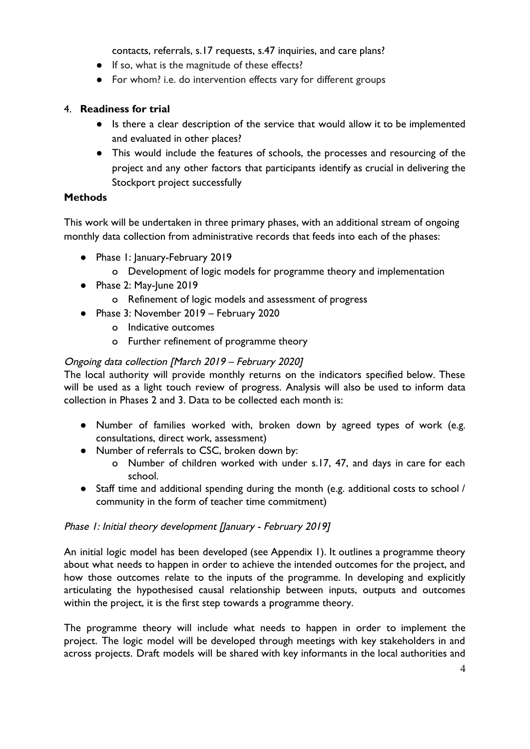contacts, referrals, s.17 requests, s.47 inquiries, and care plans?

- If so, what is the magnitude of these effects?
- For whom? i.e. do intervention effects vary for different groups

4. **Readiness for trial**
   - Is there a clear description of the service that would allow it to be implemented and evaluated in other places?
   - This would include the features of schools, the processes and resourcing of the project and any other factors that participants identify as crucial in delivering the Stockport project successfully

**Methods**

This work will be undertaken in three primary phases, with an additional stream of ongoing monthly data collection from administrative records that feeds into each of the phases:

- Phase 1: January-February 2019
  - Development of logic models for programme theory and implementation
- Phase 2: May-June 2019
  - Refinement of logic models and assessment of progress
- Phase 3: November 2019 – February 2020
  - Indicative outcomes
  - Further refinement of programme theory

*Ongoing data collection [March 2019 – February 2020]*

The local authority will provide monthly returns on the indicators specified below. These will be used as a light touch review of progress. Analysis will also be used to inform data collection in Phases 2 and 3. Data to be collected each month is:

- Number of families worked with, broken down by agreed types of work (e.g. consultations, direct work, assessment)
- Number of referrals to CSC, broken down by:
  - Number of children worked with under s.17, 47, and days in care for each school.
- Staff time and additional spending during the month (e.g. additional costs to school / community in the form of teacher time commitment)

*Phase 1: Initial theory development [January - February 2019]*

An initial logic model has been developed (see Appendix 1). It outlines a programme theory about what needs to happen in order to achieve the intended outcomes for the project, and how those outcomes relate to the inputs of the programme. In developing and explicitly articulating the hypothesised causal relationship between inputs, outputs and outcomes within the project, it is the first step towards a programme theory.

The programme theory will include what needs to happen in order to implement the project. The logic model will be developed through meetings with key stakeholders in and across projects. Draft models will be shared with key informants in the local authorities and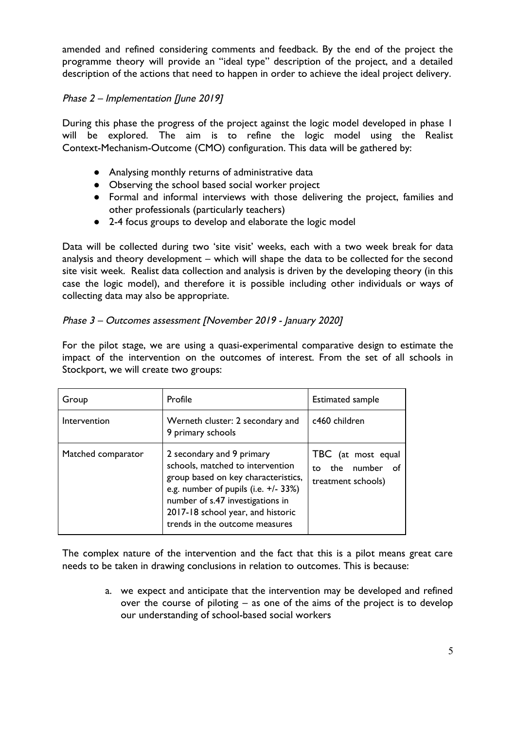amended and refined considering comments and feedback. By the end of the project the programme theory will provide an "ideal type" description of the project, and a detailed description of the actions that need to happen in order to achieve the ideal project delivery.

*Phase 2 – Implementation [June 2019]*

During this phase the progress of the project against the logic model developed in phase 1 will be explored. The aim is to refine the logic model using the Realist Context-Mechanism-Outcome (CMO) configuration. This data will be gathered by:

- Analysing monthly returns of administrative data
- Observing the school based social worker project
- Formal and informal interviews with those delivering the project, families and other professionals (particularly teachers)
- 2-4 focus groups to develop and elaborate the logic model

Data will be collected during two 'site visit' weeks, each with a two week break for data analysis and theory development – which will shape the data to be collected for the second site visit week. Realist data collection and analysis is driven by the developing theory (in this case the logic model), and therefore it is possible including other individuals or ways of collecting data may also be appropriate.

*Phase 3 – Outcomes assessment [November 2019 - January 2020]*

For the pilot stage, we are using a quasi-experimental comparative design to estimate the impact of the intervention on the outcomes of interest. From the set of all schools in Stockport, we will create two groups:

| Group | Profile | Estimated sample |
|---|---|---|
| Intervention | Werneth cluster: 2 secondary and 9 primary schools | c460 children |
| Matched comparator | 2 secondary and 9 primary schools, matched to intervention group based on key characteristics, e.g. number of pupils (i.e. +/- 33%) number of s.47 investigations in 2017-18 school year, and historic trends in the outcome measures | TBC (at most equal to the number of treatment schools) |

The complex nature of the intervention and the fact that this is a pilot means great care needs to be taken in drawing conclusions in relation to outcomes. This is because:

a. we expect and anticipate that the intervention may be developed and refined over the course of piloting – as one of the aims of the project is to develop our understanding of school-based social workers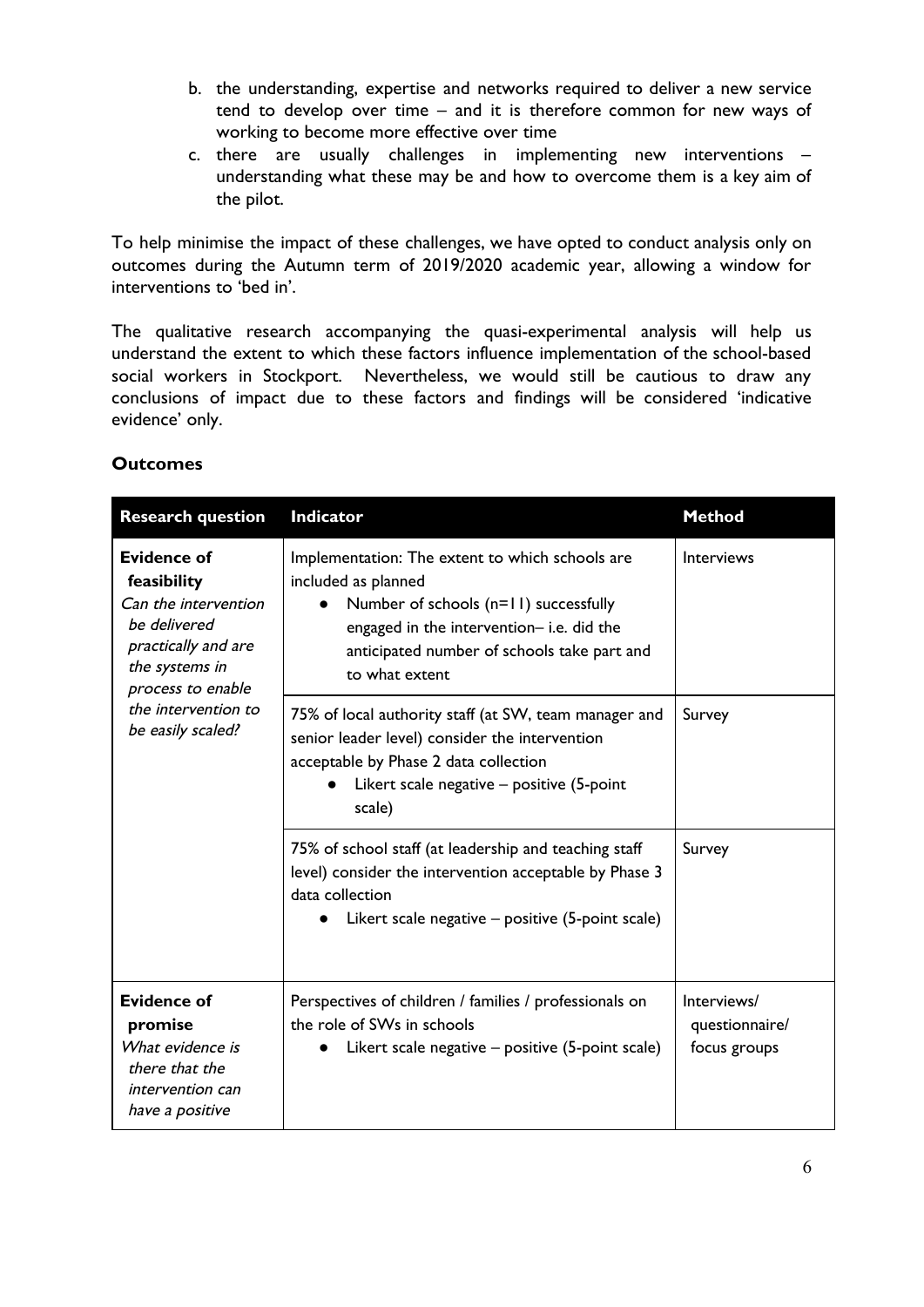b. the understanding, expertise and networks required to deliver a new service tend to develop over time – and it is therefore common for new ways of working to become more effective over time
c. there are usually challenges in implementing new interventions – understanding what these may be and how to overcome them is a key aim of the pilot.

To help minimise the impact of these challenges, we have opted to conduct analysis only on outcomes during the Autumn term of 2019/2020 academic year, allowing a window for interventions to 'bed in'.

The qualitative research accompanying the quasi-experimental analysis will help us understand the extent to which these factors influence implementation of the school-based social workers in Stockport. Nevertheless, we would still be cautious to draw any conclusions of impact due to these factors and findings will be considered 'indicative evidence' only.

## Outcomes

| Research question | Indicator | Method |
| --- | --- | --- |
| **Evidence of feasibility** *Can the intervention be delivered practically and are the systems in process to enable the intervention to be easily scaled?* | Implementation: The extent to which schools are included as planned<br>● Number of schools (n=11) successfully engaged in the intervention– i.e. did the anticipated number of schools take part and to what extent | Interviews |
| | 75% of local authority staff (at SW, team manager and senior leader level) consider the intervention acceptable by Phase 2 data collection<br>● Likert scale negative – positive (5-point scale) | Survey |
| | 75% of school staff (at leadership and teaching staff level) consider the intervention acceptable by Phase 3 data collection<br>● Likert scale negative – positive (5-point scale) | Survey |
| **Evidence of promise** *What evidence is there that the intervention can have a positive* | Perspectives of children / families / professionals on the role of SWs in schools<br>● Likert scale negative – positive (5-point scale) | Interviews/ questionnaire/ focus groups |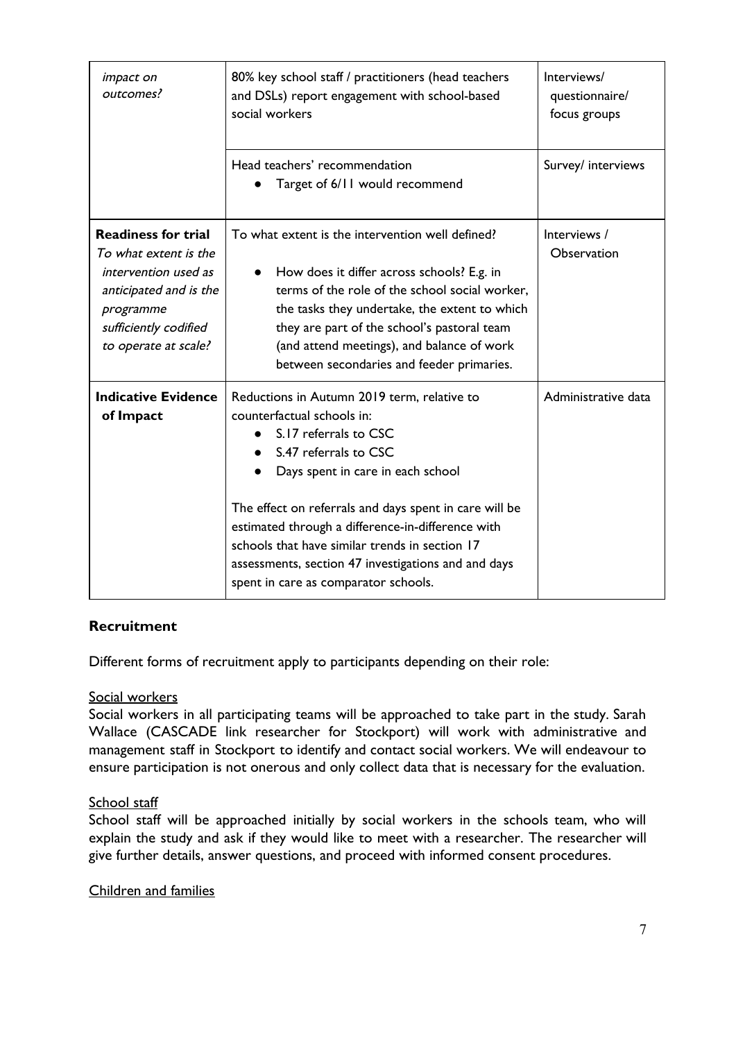| | | |
|---|---|---|
| *impact on outcomes?* | 80% key school staff / practitioners (head teachers and DSLs) report engagement with school-based social workers | Interviews/ questionnaire/ focus groups |
| | Head teachers' recommendation<br>● Target of 6/11 would recommend | Survey/ interviews |
| **Readiness for trial**<br>*To what extent is the intervention used as anticipated and is the programme sufficiently codified to operate at scale?* | To what extent is the intervention well defined?<br>● How does it differ across schools? E.g. in terms of the role of the school social worker, the tasks they undertake, the extent to which they are part of the school's pastoral team (and attend meetings), and balance of work between secondaries and feeder primaries. | Interviews / Observation |
| **Indicative Evidence of Impact** | Reductions in Autumn 2019 term, relative to counterfactual schools in:<br>● S.17 referrals to CSC<br>● S.47 referrals to CSC<br>● Days spent in care in each school<br><br>The effect on referrals and days spent in care will be estimated through a difference-in-difference with schools that have similar trends in section 17 assessments, section 47 investigations and and days spent in care as comparator schools. | Administrative data |

## Recruitment

Different forms of recruitment apply to participants depending on their role:

### Social workers

Social workers in all participating teams will be approached to take part in the study. Sarah Wallace (CASCADE link researcher for Stockport) will work with administrative and management staff in Stockport to identify and contact social workers. We will endeavour to ensure participation is not onerous and only collect data that is necessary for the evaluation.

### School staff

School staff will be approached initially by social workers in the schools team, who will explain the study and ask if they would like to meet with a researcher. The researcher will give further details, answer questions, and proceed with informed consent procedures.

### Children and families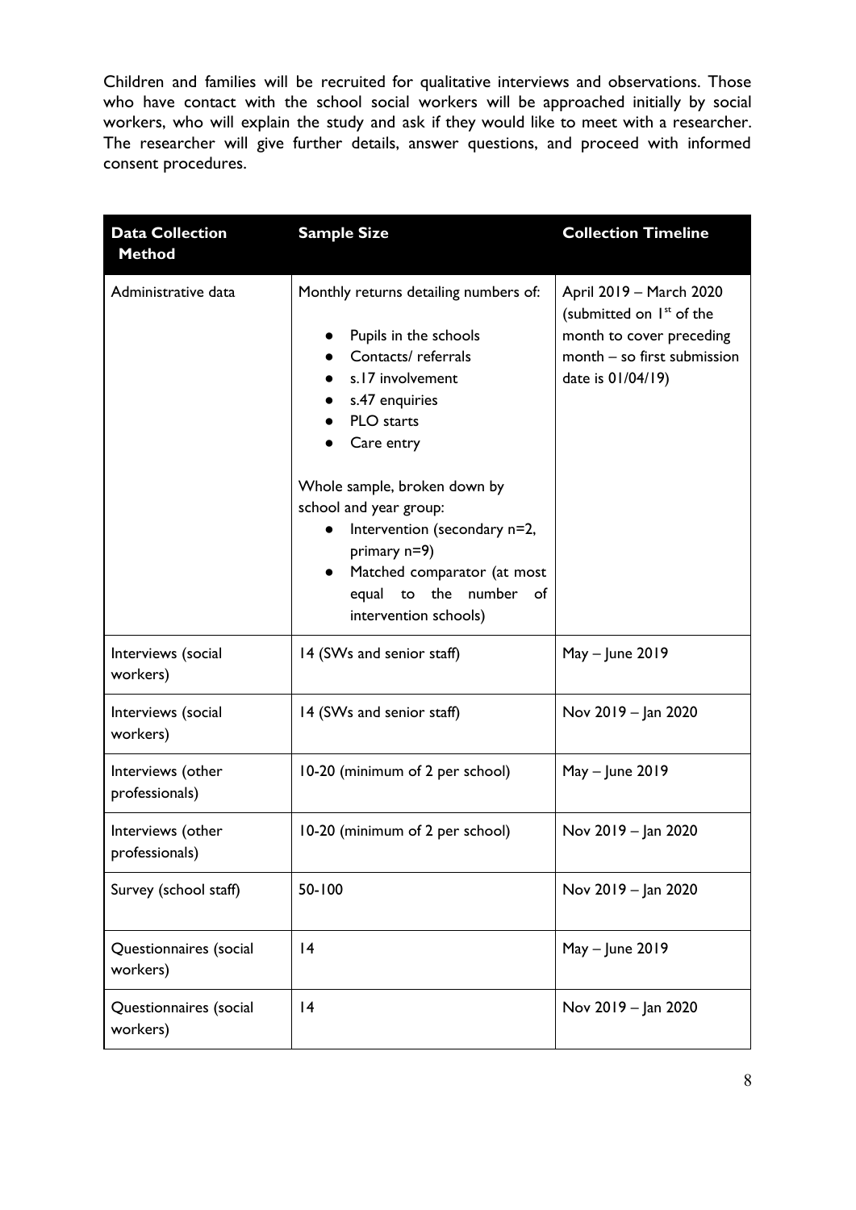Children and families will be recruited for qualitative interviews and observations. Those who have contact with the school social workers will be approached initially by social workers, who will explain the study and ask if they would like to meet with a researcher. The researcher will give further details, answer questions, and proceed with informed consent procedures.

| Data Collection Method | Sample Size | Collection Timeline |
|---|---|---|
| Administrative data | Monthly returns detailing numbers of:<br>• Pupils in the schools<br>• Contacts/ referrals<br>• s.17 involvement<br>• s.47 enquiries<br>• PLO starts<br>• Care entry<br><br>Whole sample, broken down by school and year group:<br>• Intervention (secondary n=2, primary n=9)<br>• Matched comparator (at most equal to the number of intervention schools) | April 2019 – March 2020 (submitted on 1st of the month to cover preceding month – so first submission date is 01/04/19) |
| Interviews (social workers) | 14 (SWs and senior staff) | May – June 2019 |
| Interviews (social workers) | 14 (SWs and senior staff) | Nov 2019 – Jan 2020 |
| Interviews (other professionals) | 10-20 (minimum of 2 per school) | May – June 2019 |
| Interviews (other professionals) | 10-20 (minimum of 2 per school) | Nov 2019 – Jan 2020 |
| Survey (school staff) | 50-100 | Nov 2019 – Jan 2020 |
| Questionnaires (social workers) | 14 | May – June 2019 |
| Questionnaires (social workers) | 14 | Nov 2019 – Jan 2020 |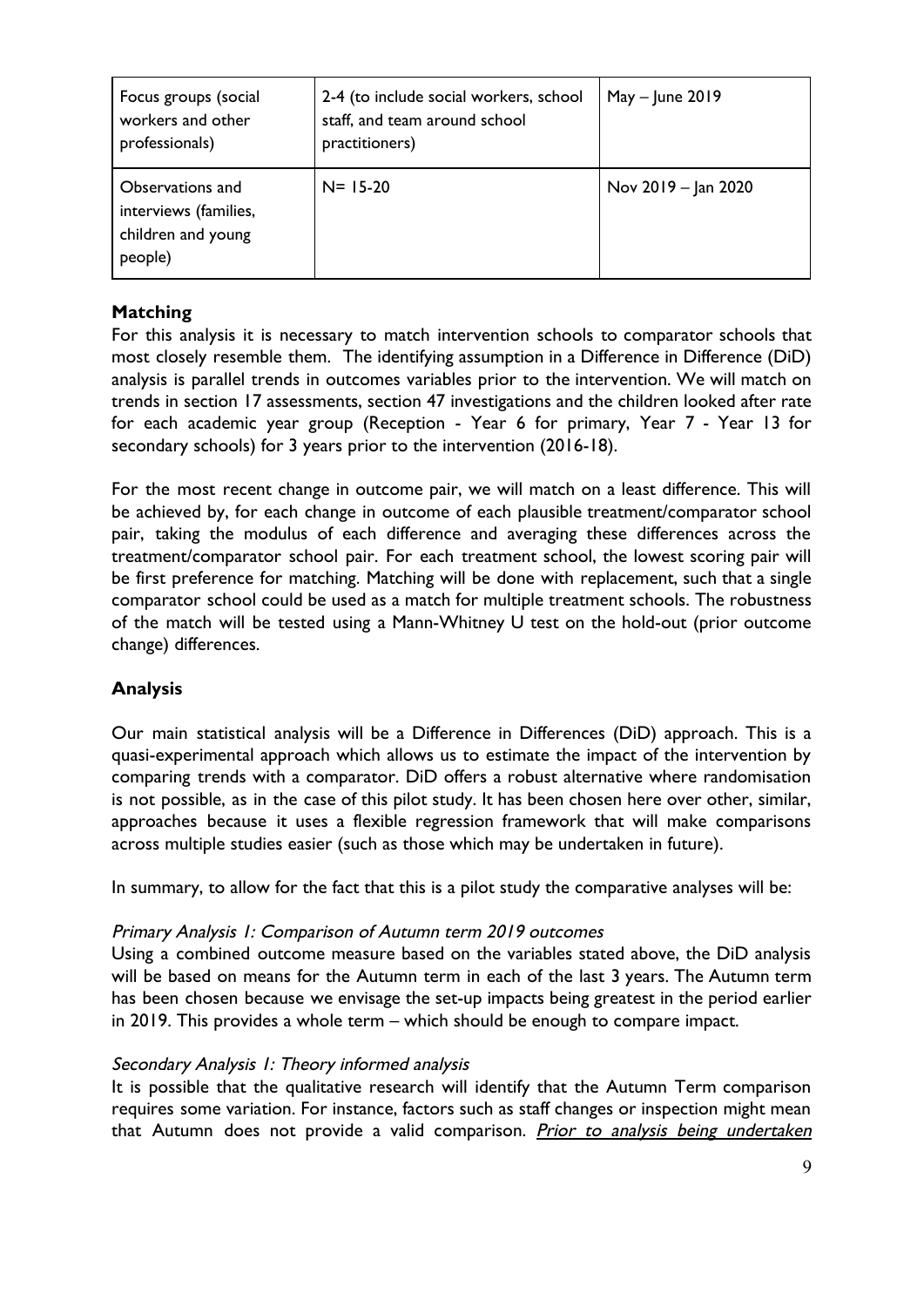| Focus groups (social workers and other professionals) | 2-4 (to include social workers, school staff, and team around school practitioners) | May – June 2019 |
|---|---|---|
| Observations and interviews (families, children and young people) | N= 15-20 | Nov 2019 – Jan 2020 |

### Matching

For this analysis it is necessary to match intervention schools to comparator schools that most closely resemble them. The identifying assumption in a Difference in Difference (DiD) analysis is parallel trends in outcomes variables prior to the intervention. We will match on trends in section 17 assessments, section 47 investigations and the children looked after rate for each academic year group (Reception - Year 6 for primary, Year 7 - Year 13 for secondary schools) for 3 years prior to the intervention (2016-18).

For the most recent change in outcome pair, we will match on a least difference. This will be achieved by, for each change in outcome of each plausible treatment/comparator school pair, taking the modulus of each difference and averaging these differences across the treatment/comparator school pair. For each treatment school, the lowest scoring pair will be first preference for matching. Matching will be done with replacement, such that a single comparator school could be used as a match for multiple treatment schools. The robustness of the match will be tested using a Mann-Whitney U test on the hold-out (prior outcome change) differences.

### Analysis

Our main statistical analysis will be a Difference in Differences (DiD) approach. This is a quasi-experimental approach which allows us to estimate the impact of the intervention by comparing trends with a comparator. DiD offers a robust alternative where randomisation is not possible, as in the case of this pilot study. It has been chosen here over other, similar, approaches because it uses a flexible regression framework that will make comparisons across multiple studies easier (such as those which may be undertaken in future).

In summary, to allow for the fact that this is a pilot study the comparative analyses will be:

*Primary Analysis 1: Comparison of Autumn term 2019 outcomes*

Using a combined outcome measure based on the variables stated above, the DiD analysis will be based on means for the Autumn term in each of the last 3 years. The Autumn term has been chosen because we envisage the set-up impacts being greatest in the period earlier in 2019. This provides a whole term – which should be enough to compare impact.

*Secondary Analysis 1: Theory informed analysis*

It is possible that the qualitative research will identify that the Autumn Term comparison requires some variation. For instance, factors such as staff changes or inspection might mean that Autumn does not provide a valid comparison. *Prior to analysis being undertaken*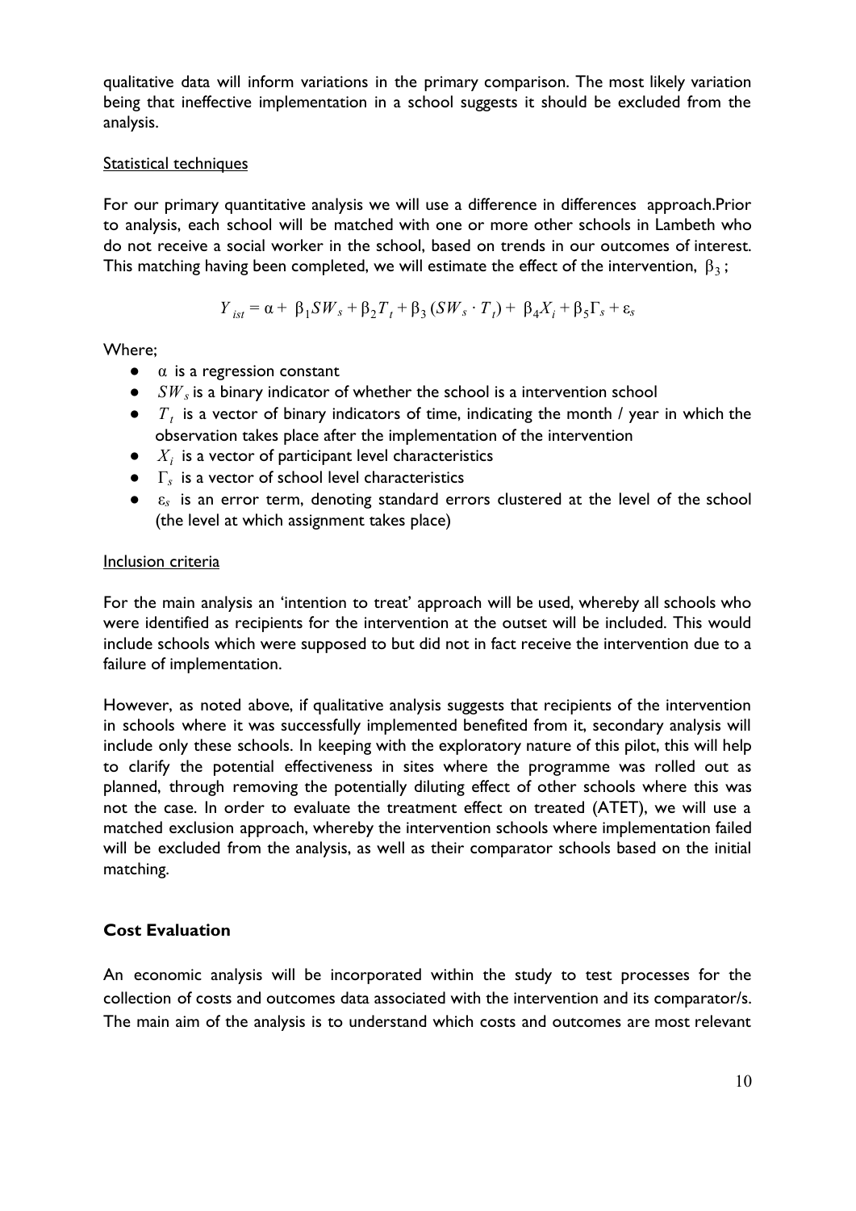qualitative data will inform variations in the primary comparison. The most likely variation being that ineffective implementation in a school suggests it should be excluded from the analysis.

Statistical techniques

For our primary quantitative analysis we will use a difference in differences approach.Prior to analysis, each school will be matched with one or more other schools in Lambeth who do not receive a social worker in the school, based on trends in our outcomes of interest. This matching having been completed, we will estimate the effect of the intervention, $\beta_3$;

$$Y_{ist} = \alpha + \beta_1 SW_s + \beta_2 T_t + \beta_3 (SW_s \cdot T_t) + \beta_4 X_i + \beta_5 \Gamma_s + \varepsilon_s$$

Where;

- $\alpha$ is a regression constant
- $SW_s$ is a binary indicator of whether the school is a intervention school
- $T_t$ is a vector of binary indicators of time, indicating the month / year in which the observation takes place after the implementation of the intervention
- $X_i$ is a vector of participant level characteristics
- $\Gamma_s$ is a vector of school level characteristics
- $\varepsilon_s$ is an error term, denoting standard errors clustered at the level of the school (the level at which assignment takes place)

Inclusion criteria

For the main analysis an 'intention to treat' approach will be used, whereby all schools who were identified as recipients for the intervention at the outset will be included. This would include schools which were supposed to but did not in fact receive the intervention due to a failure of implementation.

However, as noted above, if qualitative analysis suggests that recipients of the intervention in schools where it was successfully implemented benefited from it, secondary analysis will include only these schools. In keeping with the exploratory nature of this pilot, this will help to clarify the potential effectiveness in sites where the programme was rolled out as planned, through removing the potentially diluting effect of other schools where this was not the case. In order to evaluate the treatment effect on treated (ATET), we will use a matched exclusion approach, whereby the intervention schools where implementation failed will be excluded from the analysis, as well as their comparator schools based on the initial matching.

## Cost Evaluation

An economic analysis will be incorporated within the study to test processes for the collection of costs and outcomes data associated with the intervention and its comparator/s. The main aim of the analysis is to understand which costs and outcomes are most relevant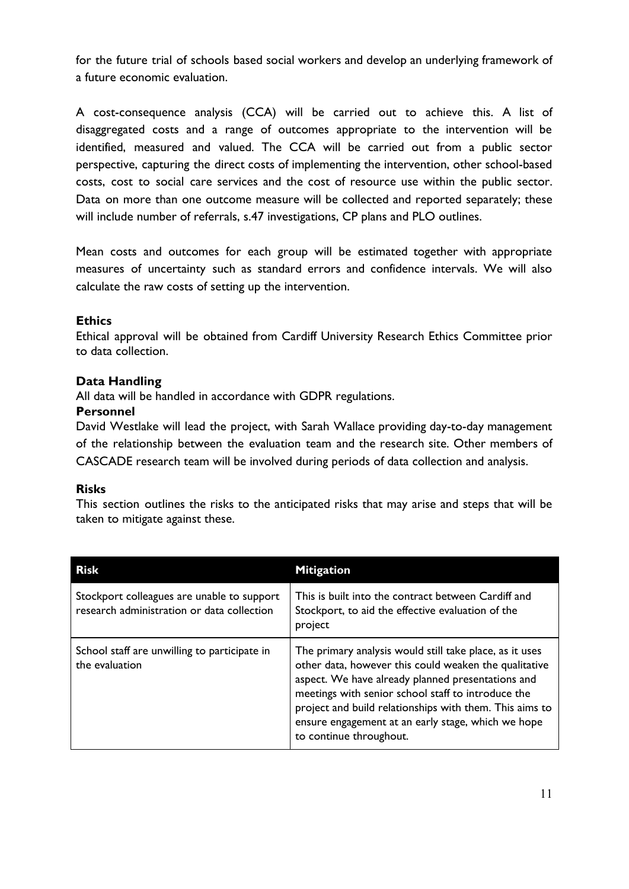for the future trial of schools based social workers and develop an underlying framework of a future economic evaluation.

A cost-consequence analysis (CCA) will be carried out to achieve this. A list of disaggregated costs and a range of outcomes appropriate to the intervention will be identified, measured and valued. The CCA will be carried out from a public sector perspective, capturing the direct costs of implementing the intervention, other school-based costs, cost to social care services and the cost of resource use within the public sector. Data on more than one outcome measure will be collected and reported separately; these will include number of referrals, s.47 investigations, CP plans and PLO outlines.

Mean costs and outcomes for each group will be estimated together with appropriate measures of uncertainty such as standard errors and confidence intervals. We will also calculate the raw costs of setting up the intervention.

**Ethics**

Ethical approval will be obtained from Cardiff University Research Ethics Committee prior to data collection.

**Data Handling**

All data will be handled in accordance with GDPR regulations.

**Personnel**

David Westlake will lead the project, with Sarah Wallace providing day-to-day management of the relationship between the evaluation team and the research site. Other members of CASCADE research team will be involved during periods of data collection and analysis.

**Risks**

This section outlines the risks to the anticipated risks that may arise and steps that will be taken to mitigate against these.

| Risk | Mitigation |
| --- | --- |
| Stockport colleagues are unable to support research administration or data collection | This is built into the contract between Cardiff and Stockport, to aid the effective evaluation of the project |
| School staff are unwilling to participate in the evaluation | The primary analysis would still take place, as it uses other data, however this could weaken the qualitative aspect. We have already planned presentations and meetings with senior school staff to introduce the project and build relationships with them. This aims to ensure engagement at an early stage, which we hope to continue throughout. |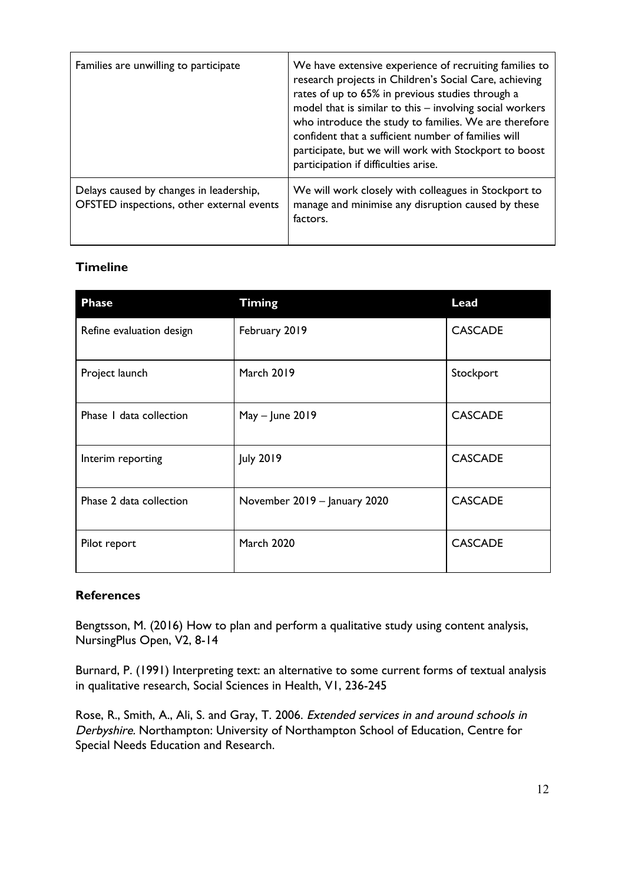| | |
|---|---|
| Families are unwilling to participate | We have extensive experience of recruiting families to research projects in Children's Social Care, achieving rates of up to 65% in previous studies through a model that is similar to this – involving social workers who introduce the study to families. We are therefore confident that a sufficient number of families will participate, but we will work with Stockport to boost participation if difficulties arise. |
| Delays caused by changes in leadership, OFSTED inspections, other external events | We will work closely with colleagues in Stockport to manage and minimise any disruption caused by these factors. |

**Timeline**

| Phase | Timing | Lead |
|---|---|---|
| Refine evaluation design | February 2019 | CASCADE |
| Project launch | March 2019 | Stockport |
| Phase 1 data collection | May – June 2019 | CASCADE |
| Interim reporting | July 2019 | CASCADE |
| Phase 2 data collection | November 2019 – January 2020 | CASCADE |
| Pilot report | March 2020 | CASCADE |

**References**

Bengtsson, M. (2016) How to plan and perform a qualitative study using content analysis, NursingPlus Open, V2, 8-14

Burnard, P. (1991) Interpreting text: an alternative to some current forms of textual analysis in qualitative research, Social Sciences in Health, V1, 236-245

Rose, R., Smith, A., Ali, S. and Gray, T. 2006. *Extended services in and around schools in Derbyshire*. Northampton: University of Northampton School of Education, Centre for Special Needs Education and Research.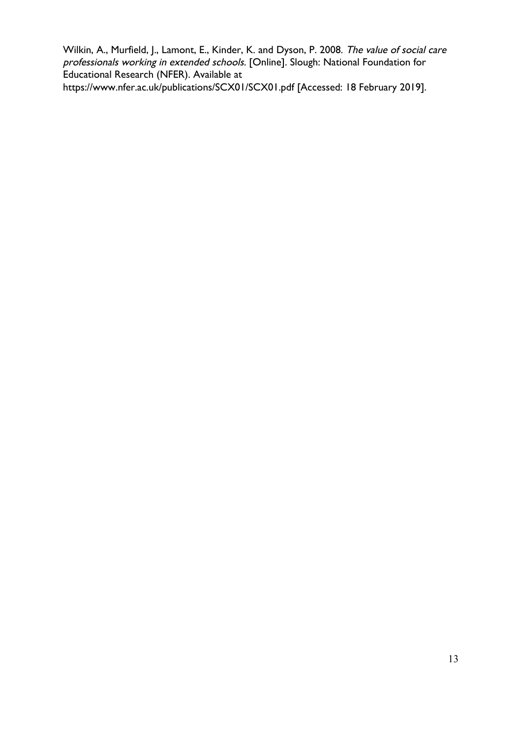Wilkin, A., Murfield, J., Lamont, E., Kinder, K. and Dyson, P. 2008. *The value of social care professionals working in extended schools.* [Online]. Slough: National Foundation for Educational Research (NFER). Available at https://www.nfer.ac.uk/publications/SCX01/SCX01.pdf [Accessed: 18 February 2019].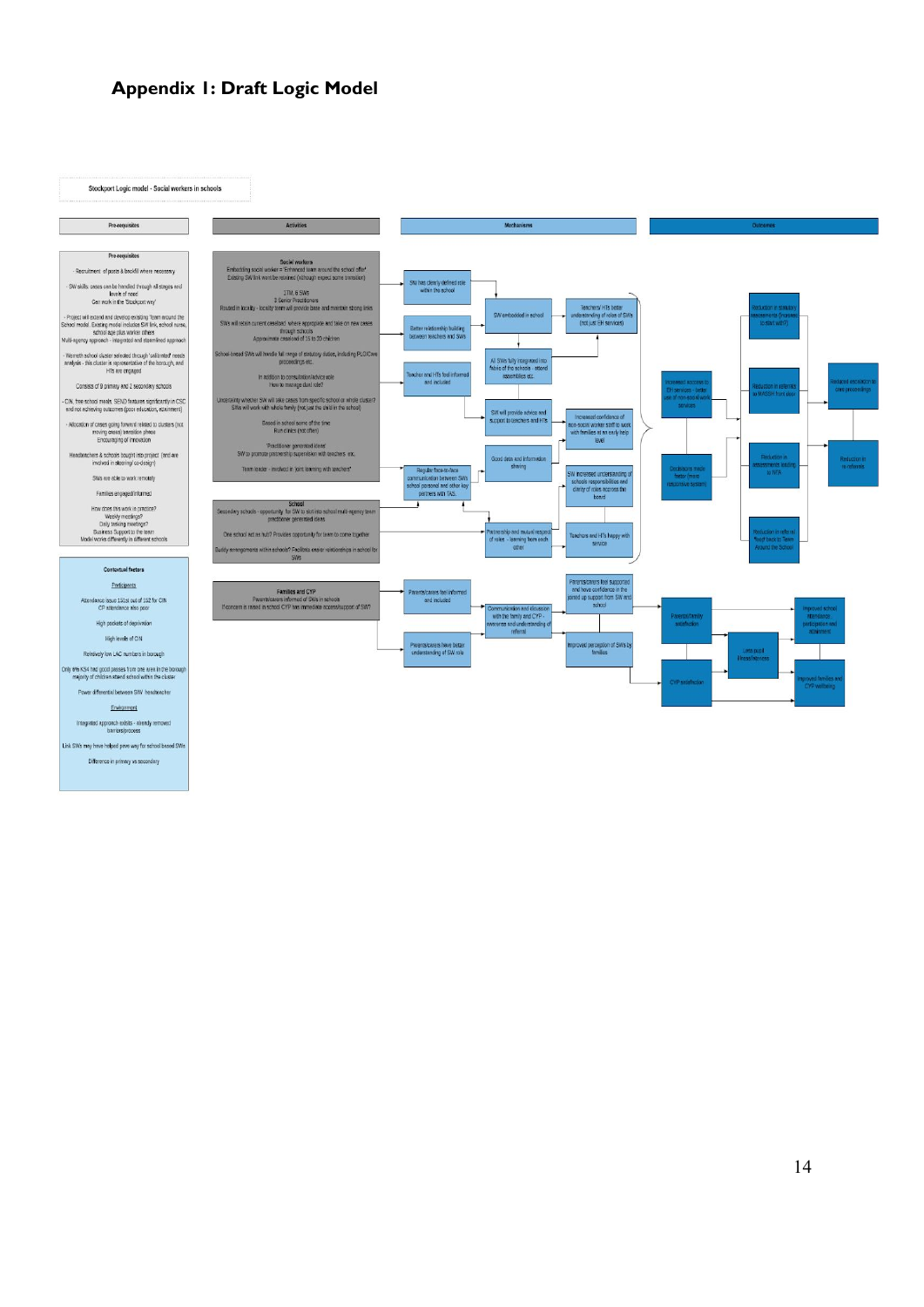# Appendix 1: Draft Logic Model

Stockport Logic model - Social workers in schools

Pre-requisites

Activities

Mechanisms

Outcomes

**Pre-requisites**

- Recruitment of posts & backfill where necessary
- SW skills: cases can be handled through all stages and levels of need
- Get work in the 'Stockport way'
- Project will extend and develop existing 'team around the School' model. Existing model includes SW link, school nurse, school age plus worker, others
- Multi-agency approach - integrated and streamlined approach
- Warmth school cluster selected through 'unlimited' needs analysis - this cluster is representative of the borough, and HTs are engaged
- Consists of 8 primary and 2 secondary schools
- CIN, free school meals, SEND features significantly in CSC and not achieving outcomes (poor education, attainment)
- Allocation of cases going forward related to clusters (not moving cases) transition phase
- Encouraging of innovation
- Headteachers & schools bought into project (and are involved in steering/ co-design)
- SWs are able to work remotely
- Families engaged/informed
- How does this work in practice? Weekly meetings? Daily tasking meetings? Business Support to the team
- Model works differently in different schools

**Contextual factors**

Participants

- Attendance issue 151st out of 152 for CIN
- CP attendance also poor
- High pockets of deprivation
- High levels of CIN
- Relatively low LAC numbers in borough
- Only 8% KS4 had good passes from one area in the borough majority of children attend school within the cluster
- Power differential between SW, headteacher

Environment

- Integrated approach exists - already removed barriers/process
- Link SWs may have helped pave way for school based SWs
- Difference in primary vs secondary

**Social workers**

- Embedding social worker = 'Enhanced team around the school offer'
- Existing SW link wont be required (although expect some transition)
- 1TM, 6 SWS
- 2 Senior Practitioners
- Rooted in locality - locality team will provide base and maintain strong links
- SWs will retain current caseload where appropriate and take on new cases through schools
- Approximate caseload of 15 to 20 children
- School-based SWs will handle 'full range of statutory duties, including PLO/Care proceedings etc.
- In addition to consultation/advice role
- How to manage dual role?
- Uncertainty whether SW will take cases from specific school or whole cluster? SWs will work with whole family (not just the child in the school)
- Based in school some of the time
- Run clinics (not often)
- 'Practitioner generated ideas'
- SW to promote partnership supervision with teachers etc.
- Team leader - involved in joint learning with teachers*

**School**

- Secondary schools - opportunity for SW to sit into school multi-agency team practitioner generated ideas
- One school act as hub? Provides opportunity for team to come together
- Buddy arrangements within schools? Facilitate easier relationships in school for SWs

**Families and CYP**

- Parents/carers informed of SWs in schools
- If concern is raised in school CYP has immediate access/support of SW?

**Mechanisms**

- SW has clearly defined role within the school
- Better relationship building between teachers and SWs
- Teachers and HTs feel informed and included
- SW embedded in school
- All SWs fully integrated into fabric of the schools - attend assemblies etc.
- Teachers/ HTs better understanding of roles of SWs (not just EH services)
- SW will provide advice and support to teachers and HTs
- Increased confidence of non-social worker staff to work with families at an early help level
- Good data and information sharing
- Regular face-to-face communication between SWs school personnel and other key partners with TAS
- SW increased understanding of schools responsibilities and clarity of roles across the board
- Partnership and mutual respect of roles - learning from each other
- Teachers and HTs happy with service
- Parents/carers feel informed and included
- Communication and discussion with the family and CYP - awareness and understanding of referral
- Parents/carers have better understanding of SW role
- Parents/carers feel supported and have confidence in the joined up support from SW and school
- Improved perception of SWs by families

**Outcomes**

- Increased access to EH services - better use of non-social work services
- Decisions made faster (more responsive system)
- Reduction in statutory assessments (increase to start with?)
- Reduction in referrals to MASSH front door
- Reduction in assessments leading to NFA
- Reduction in referral 'ping' back to Team Around the School
- Reduced escalation to care proceedings
- Reduction in re-referrals
- Parent/family satisfaction
- CYP satisfaction
- Less pupil fixed exclusions
- Improved school attendance, participation and attainment
- Improved families and CYP wellbeing